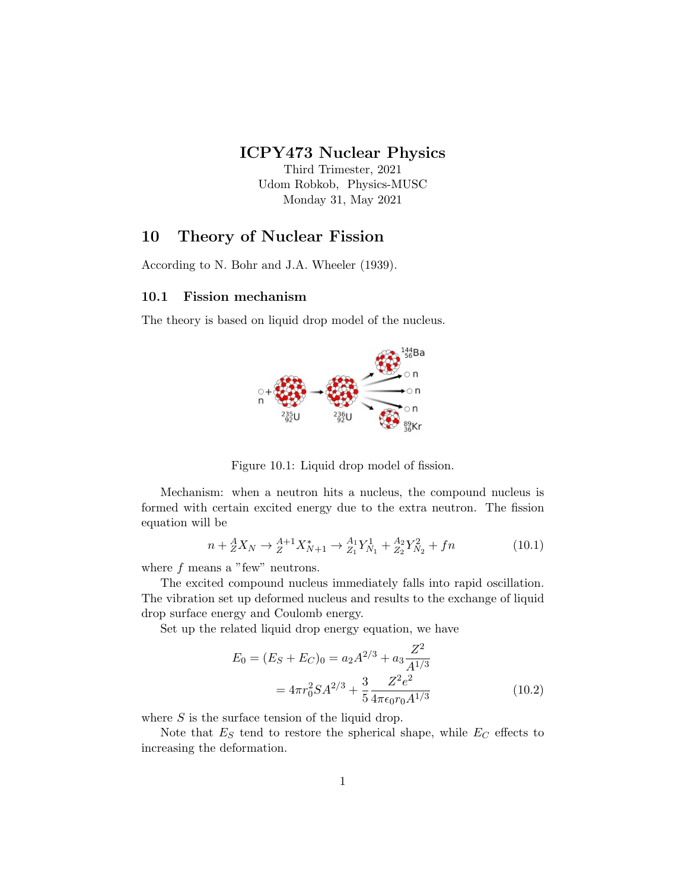# ICPY473 Nuclear Physics

Third Trimester, 2021
Udom Robkob, Physics-MUSC
Monday 31, May 2021

## 10 Theory of Nuclear Fission

According to N. Bohr and J.A. Wheeler (1939).

### 10.1 Fission mechanism

The theory is based on liquid drop model of the nucleus.

Figure 10.1: Liquid drop model of fission.

Mechanism: when a neutron hits a nucleus, the compound nucleus is formed with certain excited energy due to the extra neutron. The fission equation will be

$$n + {}^{A}_{Z}X_{N} \rightarrow {}^{A+1}_{Z}X^{*}_{N+1} \rightarrow {}^{A_1}_{Z_1}Y^{1}_{N_1} + {}^{A_2}_{Z_2}Y^{2}_{N_2} + fn \tag{10.1}$$

where $f$ means a "few" neutrons.

The excited compound nucleus immediately falls into rapid oscillation. The vibration set up deformed nucleus and results to the exchange of liquid drop surface energy and Coulomb energy.

Set up the related liquid drop energy equation, we have

$$\begin{aligned} E_0 = (E_S + E_C)_0 &= a_2 A^{2/3} + a_3 \frac{Z^2}{A^{1/3}} \\ &= 4\pi r_0^2 S A^{2/3} + \frac{3}{5}\frac{Z^2 e^2}{4\pi\epsilon_0 r_0 A^{1/3}} \end{aligned} \tag{10.2}$$

where $S$ is the surface tension of the liquid drop.

Note that $E_S$ tend to restore the spherical shape, while $E_C$ effects to increasing the deformation.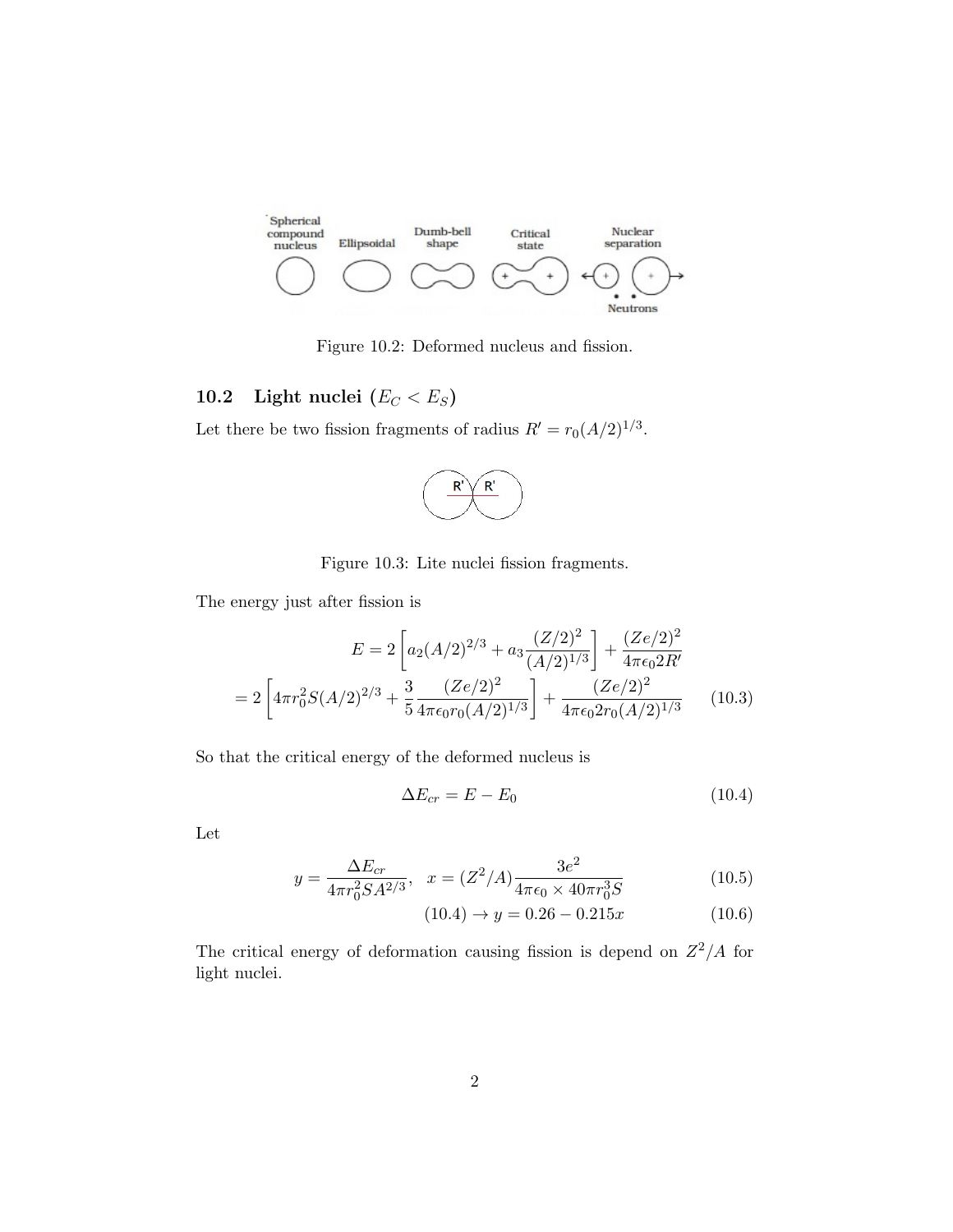Figure 10.2: Deformed nucleus and fission.

## 10.2 Light nuclei ($E_C < E_S$)

Let there be two fission fragments of radius $R' = r_0(A/2)^{1/3}$.

Figure 10.3: Lite nuclei fission fragments.

The energy just after fission is

$$E = 2\left[a_2(A/2)^{2/3} + a_3\frac{(Z/2)^2}{(A/2)^{1/3}}\right] + \frac{(Ze/2)^2}{4\pi\epsilon_0 2R'}$$

$$= 2\left[4\pi r_0^2 S(A/2)^{2/3} + \frac{3}{5}\frac{(Ze/2)^2}{4\pi\epsilon_0 r_0(A/2)^{1/3}}\right] + \frac{(Ze/2)^2}{4\pi\epsilon_0 2r_0(A/2)^{1/3}} \tag{10.3}$$

So that the critical energy of the deformed nucleus is

$$\Delta E_{cr} = E - E_0 \tag{10.4}$$

Let

$$y = \frac{\Delta E_{cr}}{4\pi r_0^2 S A^{2/3}}, \quad x = (Z^2/A)\frac{3e^2}{4\pi\epsilon_0 \times 40\pi r_0^3 S} \tag{10.5}$$

$$(10.4) \rightarrow y = 0.26 - 0.215x \tag{10.6}$$

The critical energy of deformation causing fission is depend on $Z^2/A$ for light nuclei.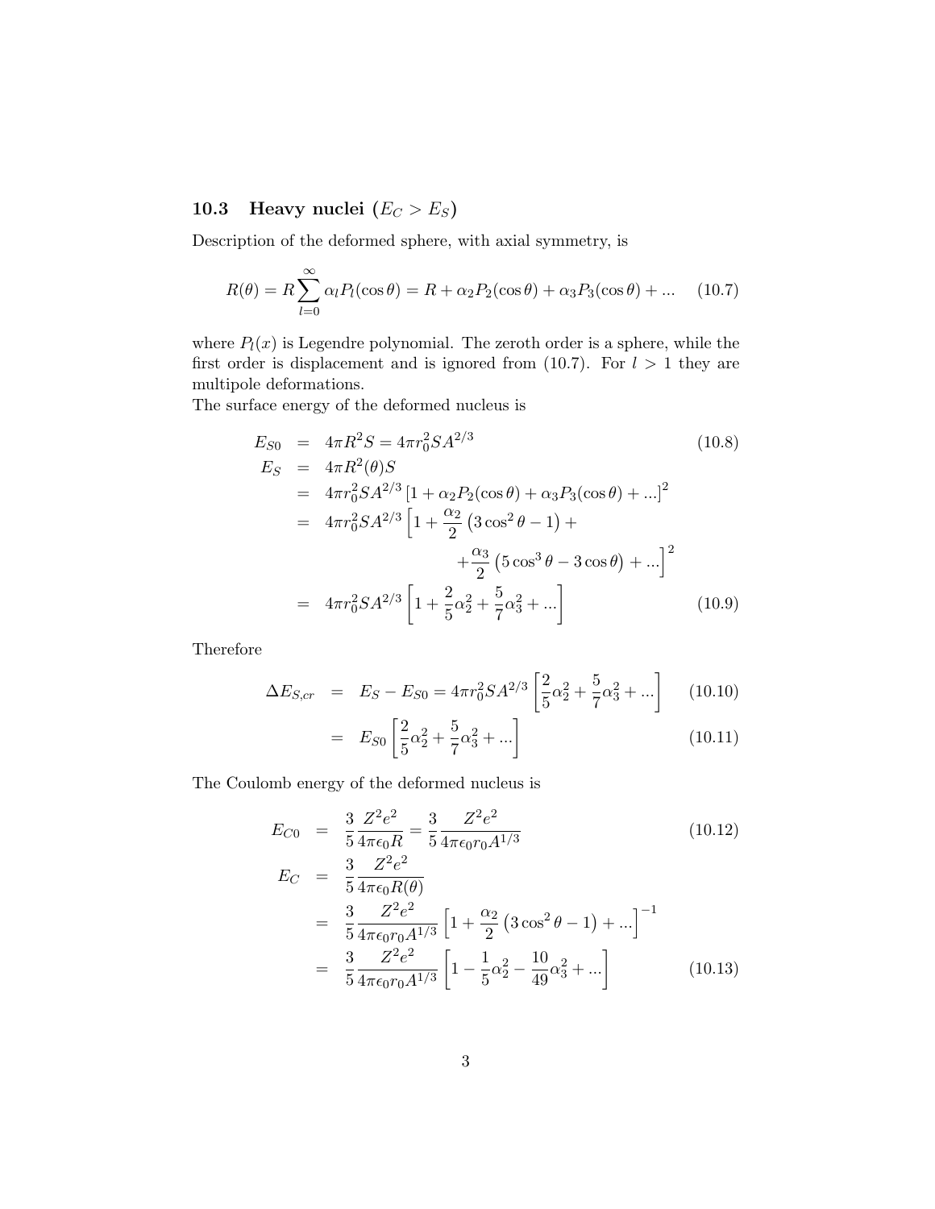### 10.3 Heavy nuclei ($E_C > E_S$)

Description of the deformed sphere, with axial symmetry, is

$$R(\theta) = R\sum_{l=0}^{\infty} \alpha_l P_l(\cos\theta) = R + \alpha_2 P_2(\cos\theta) + \alpha_3 P_3(\cos\theta) + ... \quad (10.7)$$

where $P_l(x)$ is Legendre polynomial. The zeroth order is a sphere, while the first order is displacement and is ignored from (10.7). For $l > 1$ they are multipole deformations.

The surface energy of the deformed nucleus is

$$\begin{aligned}
E_{S0} &= 4\pi R^2 S = 4\pi r_0^2 S A^{2/3} && (10.8)\\
E_S &= 4\pi R^2(\theta) S \\
&= 4\pi r_0^2 S A^{2/3} \left[1 + \alpha_2 P_2(\cos\theta) + \alpha_3 P_3(\cos\theta) + ...\right]^2 \\
&= 4\pi r_0^2 S A^{2/3} \Big[1 + \frac{\alpha_2}{2}\left(3\cos^2\theta - 1\right) + \\
&\qquad\qquad + \frac{\alpha_3}{2}\left(5\cos^3\theta - 3\cos\theta\right) + ...\Big]^2 \\
&= 4\pi r_0^2 S A^{2/3} \left[1 + \frac{2}{5}\alpha_2^2 + \frac{5}{7}\alpha_3^2 + ...\right] && (10.9)
\end{aligned}$$

Therefore

$$\begin{aligned}
\Delta E_{S,cr} &= E_S - E_{S0} = 4\pi r_0^2 S A^{2/3} \left[\frac{2}{5}\alpha_2^2 + \frac{5}{7}\alpha_3^2 + ...\right] && (10.10)\\
&= E_{S0}\left[\frac{2}{5}\alpha_2^2 + \frac{5}{7}\alpha_3^2 + ...\right] && (10.11)
\end{aligned}$$

The Coulomb energy of the deformed nucleus is

$$\begin{aligned}
E_{C0} &= \frac{3}{5}\frac{Z^2 e^2}{4\pi\epsilon_0 R} = \frac{3}{5}\frac{Z^2 e^2}{4\pi\epsilon_0 r_0 A^{1/3}} && (10.12)\\
E_C &= \frac{3}{5}\frac{Z^2 e^2}{4\pi\epsilon_0 R(\theta)} \\
&= \frac{3}{5}\frac{Z^2 e^2}{4\pi\epsilon_0 r_0 A^{1/3}}\left[1 + \frac{\alpha_2}{2}\left(3\cos^2\theta - 1\right) + ...\right]^{-1} \\
&= \frac{3}{5}\frac{Z^2 e^2}{4\pi\epsilon_0 r_0 A^{1/3}}\left[1 - \frac{1}{5}\alpha_2^2 - \frac{10}{49}\alpha_3^2 + ...\right] && (10.13)
\end{aligned}$$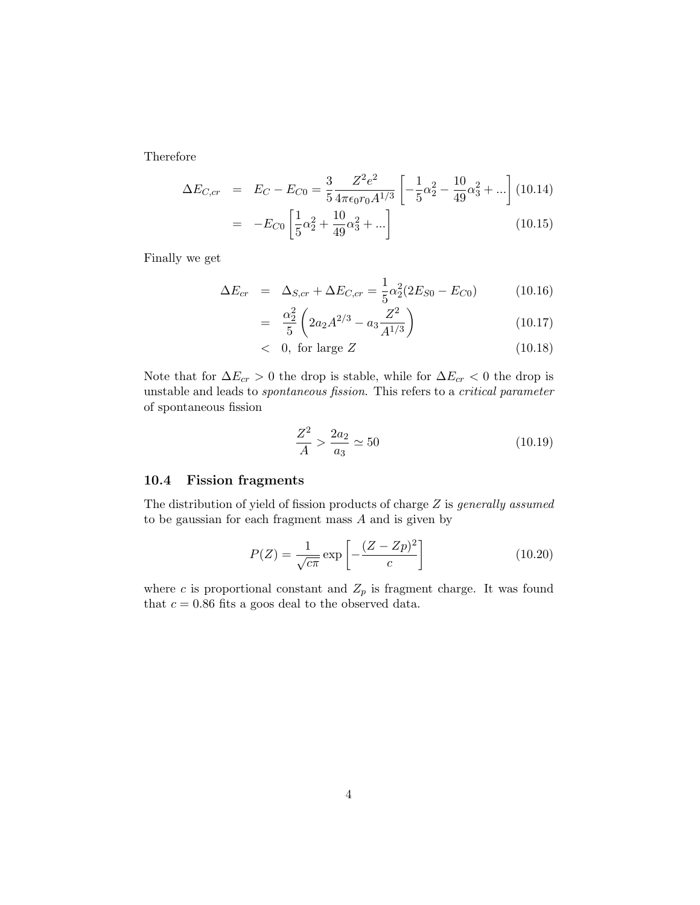Therefore

$$\Delta E_{C,cr} = E_C - E_{C0} = \frac{3}{5}\frac{Z^2 e^2}{4\pi\epsilon_0 r_0 A^{1/3}}\left[-\frac{1}{5}\alpha_2^2 - \frac{10}{49}\alpha_3^2 + ...\right] \quad (10.14)$$

$$= -E_{C0}\left[\frac{1}{5}\alpha_2^2 + \frac{10}{49}\alpha_3^2 + ...\right] \quad (10.15)$$

Finally we get

$$\Delta E_{cr} = \Delta_{S,cr} + \Delta E_{C,cr} = \frac{1}{5}\alpha_2^2(2E_{S0} - E_{C0}) \quad (10.16)$$

$$= \frac{\alpha_2^2}{5}\left(2a_2 A^{2/3} - a_3\frac{Z^2}{A^{1/3}}\right) \quad (10.17)$$

$$< 0, \text{ for large } Z \quad (10.18)$$

Note that for $\Delta E_{cr} > 0$ the drop is stable, while for $\Delta E_{cr} < 0$ the drop is unstable and leads to *spontaneous fission*. This refers to a *critical parameter* of spontaneous fission

$$\frac{Z^2}{A} > \frac{2a_2}{a_3} \simeq 50 \quad (10.19)$$

## 10.4 Fission fragments

The distribution of yield of fission products of charge $Z$ is *generally assumed* to be gaussian for each fragment mass $A$ and is given by

$$P(Z) = \frac{1}{\sqrt{c\pi}}\exp\left[-\frac{(Z - Zp)^2}{c}\right] \quad (10.20)$$

where $c$ is proportional constant and $Z_p$ is fragment charge. It was found that $c = 0.86$ fits a goos deal to the observed data.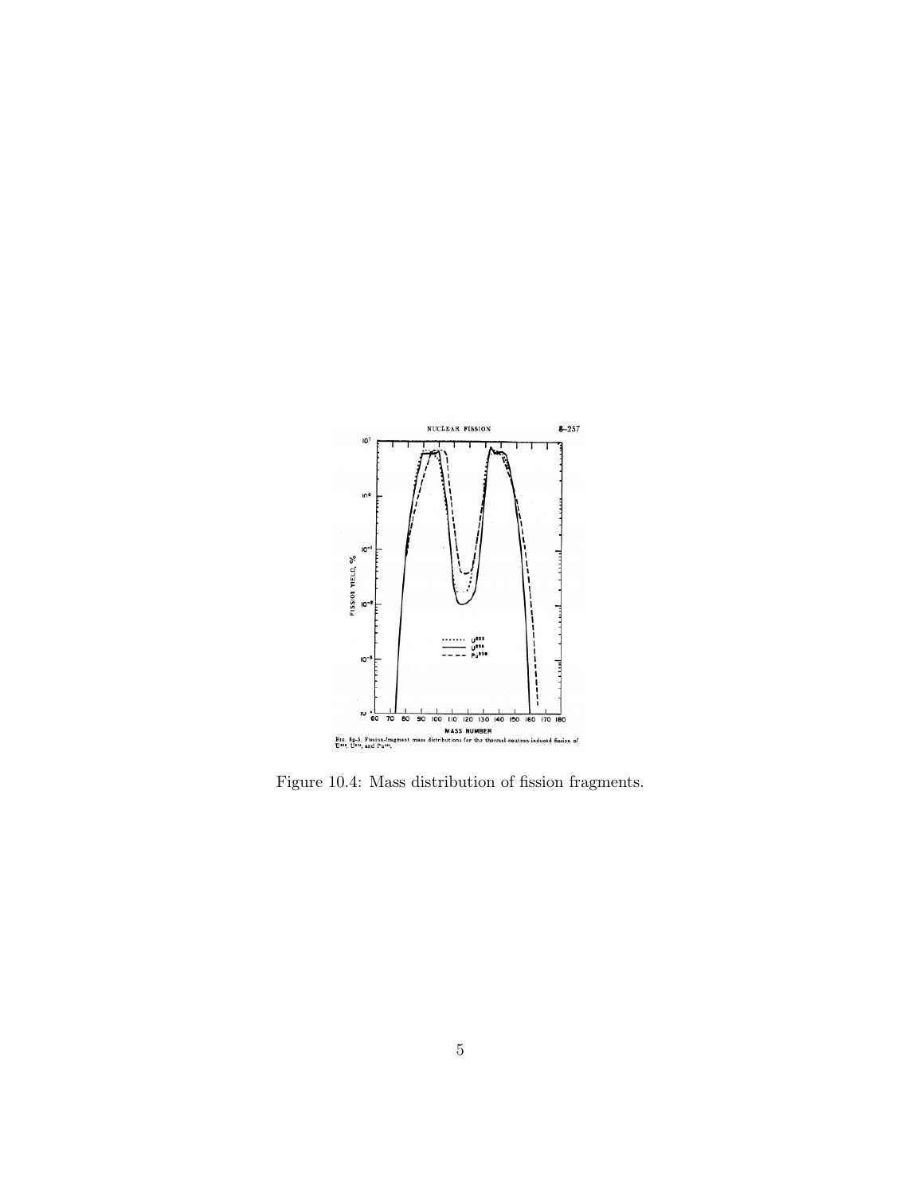NUCLEAR FISSION 8–257

FISSION YIELD, %

$10^1$

$10^0$

$10^{-1}$

$10^{-2}$

$10^{-3}$

$10^{-4}$

60 70 80 90 100 110 120 130 140 150 160 170 180

MASS NUMBER

$U^{233}$

$U^{235}$

$Pu^{239}$

FIG. 8g-5. Fission-fragment mass distributions for the thermal-neutron-induced fission of $U^{233}$, $U^{235}$, and $Pu^{239}$.

Figure 10.4: Mass distribution of fission fragments.